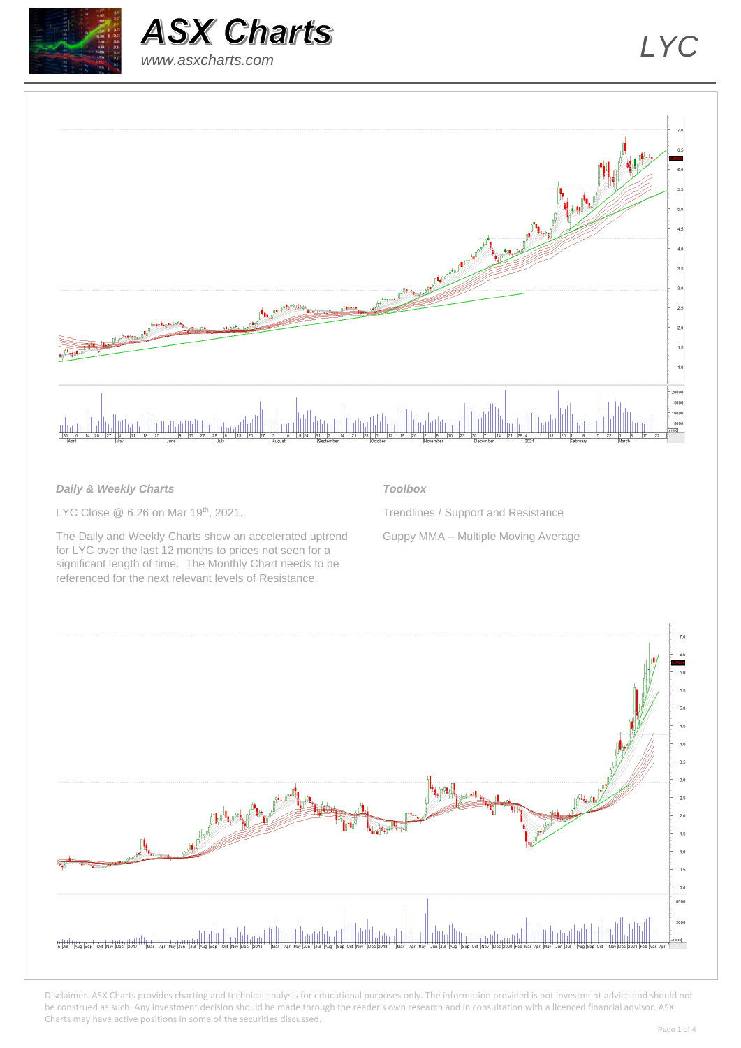# ASX Charts

www.asxcharts.com

LYC

### *Daily & Weekly Charts*

LYC Close @ 6.26 on Mar 19th, 2021.

The Daily and Weekly Charts show an accelerated uptrend for LYC over the last 12 months to prices not seen for a significant length of time. The Monthly Chart needs to be referenced for the next relevant levels of Resistance.

### *Toolbox*

Trendlines / Support and Resistance

Guppy MMA – Multiple Moving Average

Disclaimer. ASX Charts provides charting and technical analysis for educational purposes only. The information provided is not investment advice and should not be construed as such. Any investment decision should be made through the reader's own research and in consultation with a licenced financial advisor. ASX Charts may have active positions in some of the securities discussed.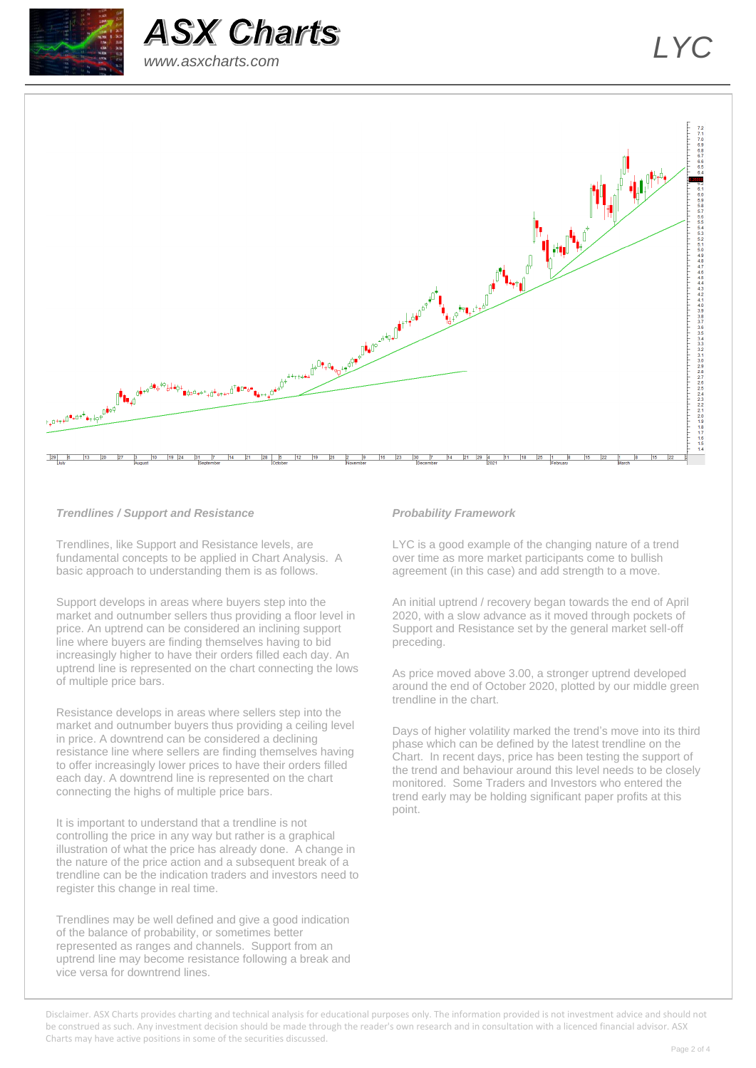## *Trendlines / Support and Resistance*

Trendlines, like Support and Resistance levels, are fundamental concepts to be applied in Chart Analysis. A basic approach to understanding them is as follows.

Support develops in areas where buyers step into the market and outnumber sellers thus providing a floor level in price. An uptrend can be considered an inclining support line where buyers are finding themselves having to bid increasingly higher to have their orders filled each day. An uptrend line is represented on the chart connecting the lows of multiple price bars.

Resistance develops in areas where sellers step into the market and outnumber buyers thus providing a ceiling level in price. A downtrend can be considered a declining resistance line where sellers are finding themselves having to offer increasingly lower prices to have their orders filled each day. A downtrend line is represented on the chart connecting the highs of multiple price bars.

It is important to understand that a trendline is not controlling the price in any way but rather is a graphical illustration of what the price has already done. A change in the nature of the price action and a subsequent break of a trendline can be the indication traders and investors need to register this change in real time.

Trendlines may be well defined and give a good indication of the balance of probability, or sometimes better represented as ranges and channels. Support from an uptrend line may become resistance following a break and vice versa for downtrend lines.

## *Probability Framework*

LYC is a good example of the changing nature of a trend over time as more market participants come to bullish agreement (in this case) and add strength to a move.

An initial uptrend / recovery began towards the end of April 2020, with a slow advance as it moved through pockets of Support and Resistance set by the general market sell-off preceding.

As price moved above 3.00, a stronger uptrend developed around the end of October 2020, plotted by our middle green trendline in the chart.

Days of higher volatility marked the trend's move into its third phase which can be defined by the latest trendline on the Chart. In recent days, price has been testing the support of the trend and behaviour around this level needs to be closely monitored. Some Traders and Investors who entered the trend early may be holding significant paper profits at this point.

Disclaimer. ASX Charts provides charting and technical analysis for educational purposes only. The information provided is not investment advice and should not be construed as such. Any investment decision should be made through the reader's own research and in consultation with a licenced financial advisor. ASX Charts may have active positions in some of the securities discussed.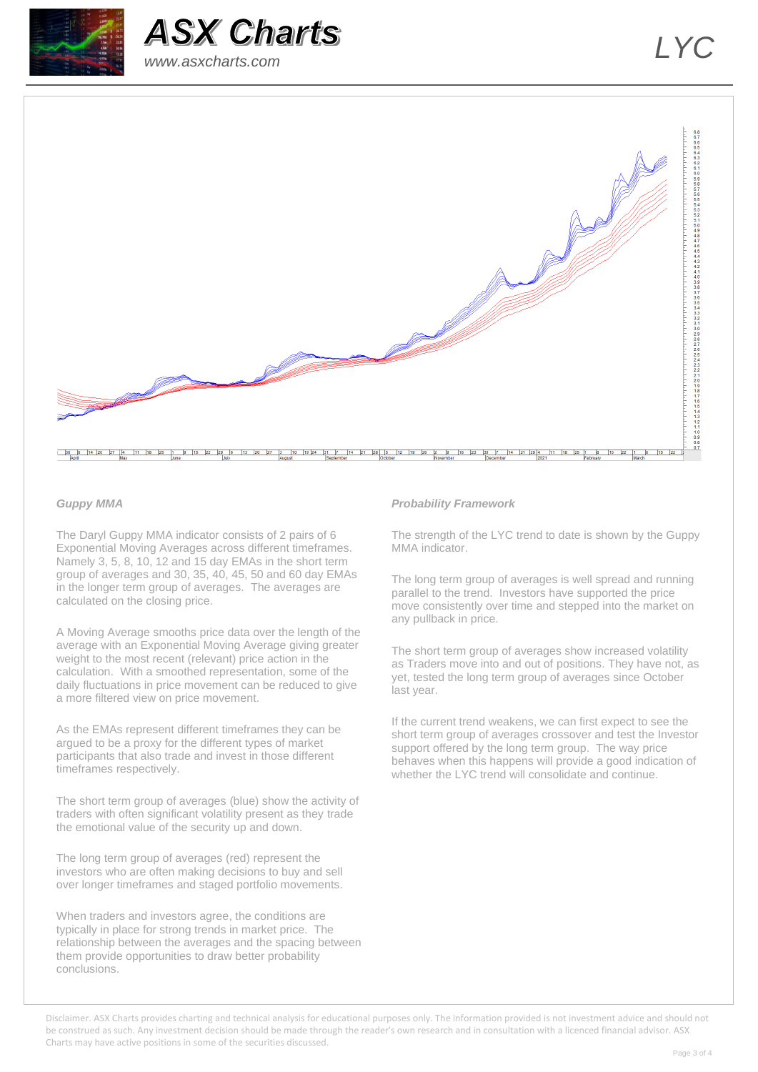## Guppy MMA

The Daryl Guppy MMA indicator consists of 2 pairs of 6 Exponential Moving Averages across different timeframes. Namely 3, 5, 8, 10, 12 and 15 day EMAs in the short term group of averages and 30, 35, 40, 45, 50 and 60 day EMAs in the longer term group of averages. The averages are calculated on the closing price.

A Moving Average smooths price data over the length of the average with an Exponential Moving Average giving greater weight to the most recent (relevant) price action in the calculation. With a smoothed representation, some of the daily fluctuations in price movement can be reduced to give a more filtered view on price movement.

As the EMAs represent different timeframes they can be argued to be a proxy for the different types of market participants that also trade and invest in those different timeframes respectively.

The short term group of averages (blue) show the activity of traders with often significant volatility present as they trade the emotional value of the security up and down.

The long term group of averages (red) represent the investors who are often making decisions to buy and sell over longer timeframes and staged portfolio movements.

When traders and investors agree, the conditions are typically in place for strong trends in market price. The relationship between the averages and the spacing between them provide opportunities to draw better probability conclusions.

## Probability Framework

The strength of the LYC trend to date is shown by the Guppy MMA indicator.

The long term group of averages is well spread and running parallel to the trend. Investors have supported the price move consistently over time and stepped into the market on any pullback in price.

The short term group of averages show increased volatility as Traders move into and out of positions. They have not, as yet, tested the long term group of averages since October last year.

If the current trend weakens, we can first expect to see the short term group of averages crossover and test the Investor support offered by the long term group. The way price behaves when this happens will provide a good indication of whether the LYC trend will consolidate and continue.

Disclaimer. ASX Charts provides charting and technical analysis for educational purposes only. The information provided is not investment advice and should not be construed as such. Any investment decision should be made through the reader's own research and in consultation with a licenced financial advisor. ASX Charts may have active positions in some of the securities discussed.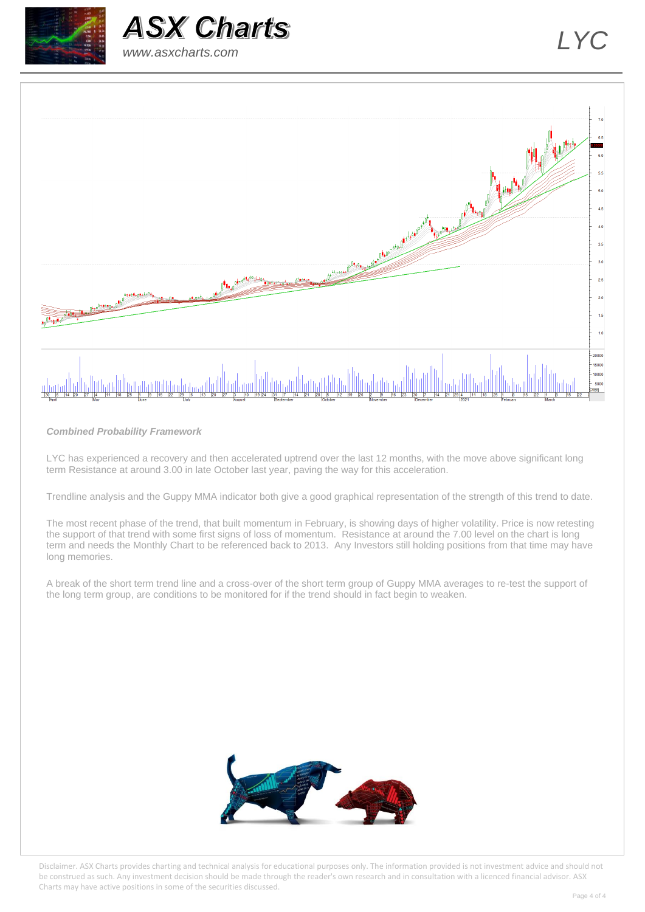## Combined Probability Framework

LYC has experienced a recovery and then accelerated uptrend over the last 12 months, with the move above significant long term Resistance at around 3.00 in late October last year, paving the way for this acceleration.

Trendline analysis and the Guppy MMA indicator both give a good graphical representation of the strength of this trend to date.

The most recent phase of the trend, that built momentum in February, is showing days of higher volatility. Price is now retesting the support of that trend with some first signs of loss of momentum. Resistance at around the 7.00 level on the chart is long term and needs the Monthly Chart to be referenced back to 2013. Any Investors still holding positions from that time may have long memories.

A break of the short term trend line and a cross-over of the short term group of Guppy MMA averages to re-test the support of the long term group, are conditions to be monitored for if the trend should in fact begin to weaken.

Disclaimer. ASX Charts provides charting and technical analysis for educational purposes only. The information provided is not investment advice and should not be construed as such. Any investment decision should be made through the reader's own research and in consultation with a licenced financial advisor. ASX Charts may have active positions in some of the securities discussed.